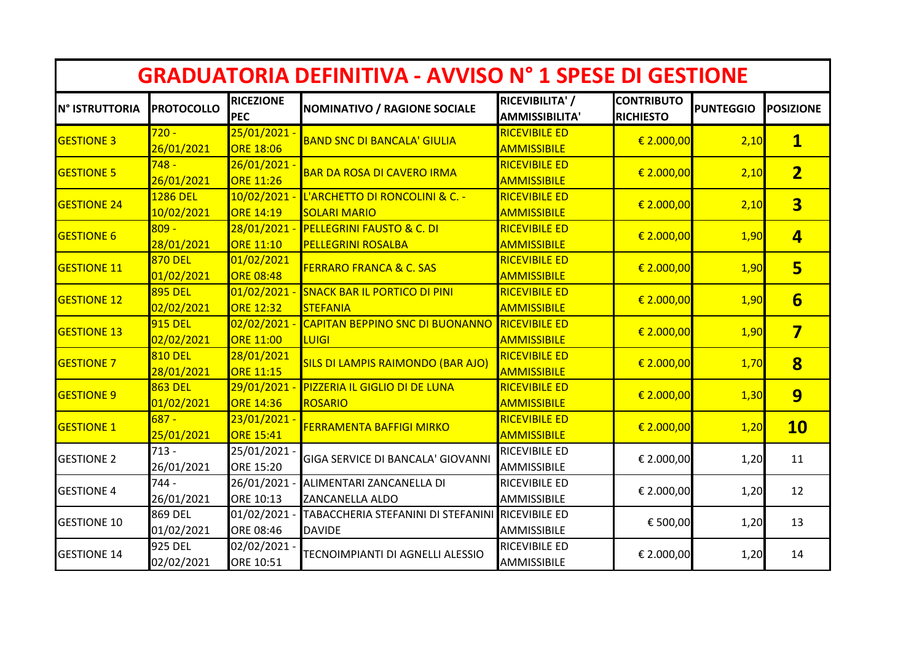# GRADUATORIA DEFINITIVA - AVVISO N° 1 SPESE DI GESTIONE

| N° ISTRUTTORIA | PROTOCOLLO | RICEZIONE PEC | NOMINATIVO / RAGIONE SOCIALE | RICEVIBILITA' / AMMISSIBILITA' | CONTRIBUTO RICHIESTO | PUNTEGGIO | POSIZIONE |
|---|---|---|---|---|---|---|---|
| GESTIONE 3 | 720 - 26/01/2021 | 25/01/2021 - ORE 18:06 | BAND SNC DI BANCALA' GIULIA | RICEVIBILE ED AMMISSIBILE | € 2.000,00 | 2,10 | **1** |
| GESTIONE 5 | 748 - 26/01/2021 | 26/01/2021 - ORE 11:26 | BAR DA ROSA DI CAVERO IRMA | RICEVIBILE ED AMMISSIBILE | € 2.000,00 | 2,10 | **2** |
| GESTIONE 24 | 1286 DEL 10/02/2021 | 10/02/2021 - ORE 14:19 | L'ARCHETTO DI RONCOLINI & C. - SOLARI MARIO | RICEVIBILE ED AMMISSIBILE | € 2.000,00 | 2,10 | **3** |
| GESTIONE 6 | 809 - 28/01/2021 | 28/01/2021 - ORE 11:10 | PELLEGRINI FAUSTO & C. DI PELLEGRINI ROSALBA | RICEVIBILE ED AMMISSIBILE | € 2.000,00 | 1,90 | **4** |
| GESTIONE 11 | 870 DEL 01/02/2021 | 01/02/2021 ORE 08:48 | FERRARO FRANCA & C. SAS | RICEVIBILE ED AMMISSIBILE | € 2.000,00 | 1,90 | **5** |
| GESTIONE 12 | 895 DEL 02/02/2021 | 01/02/2021 - ORE 12:32 | SNACK BAR IL PORTICO DI PINI STEFANIA | RICEVIBILE ED AMMISSIBILE | € 2.000,00 | 1,90 | **6** |
| GESTIONE 13 | 915 DEL 02/02/2021 | 02/02/2021 - ORE 11:00 | CAPITAN BEPPINO SNC DI BUONANNO LUIGI | RICEVIBILE ED AMMISSIBILE | € 2.000,00 | 1,90 | **7** |
| GESTIONE 7 | 810 DEL 28/01/2021 | 28/01/2021 ORE 11:15 | SILS DI LAMPIS RAIMONDO (BAR AJO) | RICEVIBILE ED AMMISSIBILE | € 2.000,00 | 1,70 | **8** |
| GESTIONE 9 | 863 DEL 01/02/2021 | 29/01/2021 - ORE 14:36 | PIZZERIA IL GIGLIO DI DE LUNA ROSARIO | RICEVIBILE ED AMMISSIBILE | € 2.000,00 | 1,30 | **9** |
| GESTIONE 1 | 687 - 25/01/2021 | 23/01/2021 - ORE 15:41 | FERRAMENTA BAFFIGI MIRKO | RICEVIBILE ED AMMISSIBILE | € 2.000,00 | 1,20 | **10** |
| GESTIONE 2 | 713 - 26/01/2021 | 25/01/2021 - ORE 15:20 | GIGA SERVICE DI BANCALA' GIOVANNI | RICEVIBILE ED AMMISSIBILE | € 2.000,00 | 1,20 | 11 |
| GESTIONE 4 | 744 - 26/01/2021 | 26/01/2021 - ORE 10:13 | ALIMENTARI ZANCANELLA DI ZANCANELLA ALDO | RICEVIBILE ED AMMISSIBILE | € 2.000,00 | 1,20 | 12 |
| GESTIONE 10 | 869 DEL 01/02/2021 | 01/02/2021 - ORE 08:46 | TABACCHERIA STEFANINI DI STEFANINI DAVIDE | RICEVIBILE ED AMMISSIBILE | € 500,00 | 1,20 | 13 |
| GESTIONE 14 | 925 DEL 02/02/2021 | 02/02/2021 - ORE 10:51 | TECNOIMPIANTI DI AGNELLI ALESSIO | RICEVIBILE ED AMMISSIBILE | € 2.000,00 | 1,20 | 14 |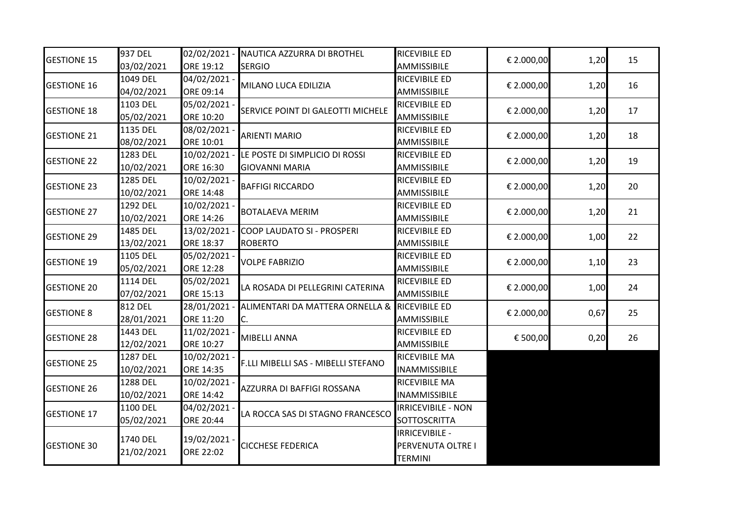| | | | | | | | |
|---|---|---|---|---|---|---|---|
| GESTIONE 15 | 937 DEL 03/02/2021 | 02/02/2021 - ORE 19:12 | NAUTICA AZZURRA DI BROTHEL SERGIO | RICEVIBILE ED AMMISSIBILE | € 2.000,00 | 1,20 | 15 |
| GESTIONE 16 | 1049 DEL 04/02/2021 | 04/02/2021 - ORE 09:14 | MILANO LUCA EDILIZIA | RICEVIBILE ED AMMISSIBILE | € 2.000,00 | 1,20 | 16 |
| GESTIONE 18 | 1103 DEL 05/02/2021 | 05/02/2021 - ORE 10:20 | SERVICE POINT DI GALEOTTI MICHELE | RICEVIBILE ED AMMISSIBILE | € 2.000,00 | 1,20 | 17 |
| GESTIONE 21 | 1135 DEL 08/02/2021 | 08/02/2021 - ORE 10:01 | ARIENTI MARIO | RICEVIBILE ED AMMISSIBILE | € 2.000,00 | 1,20 | 18 |
| GESTIONE 22 | 1283 DEL 10/02/2021 | 10/02/2021 - ORE 16:30 | LE POSTE DI SIMPLICIO DI ROSSI GIOVANNI MARIA | RICEVIBILE ED AMMISSIBILE | € 2.000,00 | 1,20 | 19 |
| GESTIONE 23 | 1285 DEL 10/02/2021 | 10/02/2021 - ORE 14:48 | BAFFIGI RICCARDO | RICEVIBILE ED AMMISSIBILE | € 2.000,00 | 1,20 | 20 |
| GESTIONE 27 | 1292 DEL 10/02/2021 | 10/02/2021 - ORE 14:26 | BOTALAEVA MERIM | RICEVIBILE ED AMMISSIBILE | € 2.000,00 | 1,20 | 21 |
| GESTIONE 29 | 1485 DEL 13/02/2021 | 13/02/2021 - ORE 18:37 | COOP LAUDATO SI - PROSPERI ROBERTO | RICEVIBILE ED AMMISSIBILE | € 2.000,00 | 1,00 | 22 |
| GESTIONE 19 | 1105 DEL 05/02/2021 | 05/02/2021 - ORE 12:28 | VOLPE FABRIZIO | RICEVIBILE ED AMMISSIBILE | € 2.000,00 | 1,10 | 23 |
| GESTIONE 20 | 1114 DEL 07/02/2021 | 05/02/2021 ORE 15:13 | LA ROSADA DI PELLEGRINI CATERINA | RICEVIBILE ED AMMISSIBILE | € 2.000,00 | 1,00 | 24 |
| GESTIONE 8 | 812 DEL 28/01/2021 | 28/01/2021 - ORE 11:20 | ALIMENTARI DA MATTERA ORNELLA & C. | RICEVIBILE ED AMMISSIBILE | € 2.000,00 | 0,67 | 25 |
| GESTIONE 28 | 1443 DEL 12/02/2021 | 11/02/2021 - ORE 10:27 | MIBELLI ANNA | RICEVIBILE ED AMMISSIBILE | € 500,00 | 0,20 | 26 |
| GESTIONE 25 | 1287 DEL 10/02/2021 | 10/02/2021 - ORE 14:35 | F.LLI MIBELLI SAS - MIBELLI STEFANO | RICEVIBILE MA INAMMISSIBILE | | | |
| GESTIONE 26 | 1288 DEL 10/02/2021 | 10/02/2021 - ORE 14:42 | AZZURRA DI BAFFIGI ROSSANA | RICEVIBILE MA INAMMISSIBILE | | | |
| GESTIONE 17 | 1100 DEL 05/02/2021 | 04/02/2021 - ORE 20:44 | LA ROCCA SAS DI STAGNO FRANCESCO | IRRICEVIBILE - NON SOTTOSCRITTA | | | |
| GESTIONE 30 | 1740 DEL 21/02/2021 | 19/02/2021 - ORE 22:02 | CICCHESE FEDERICA | IRRICEVIBILE - PERVENUTA OLTRE I TERMINI | | | |